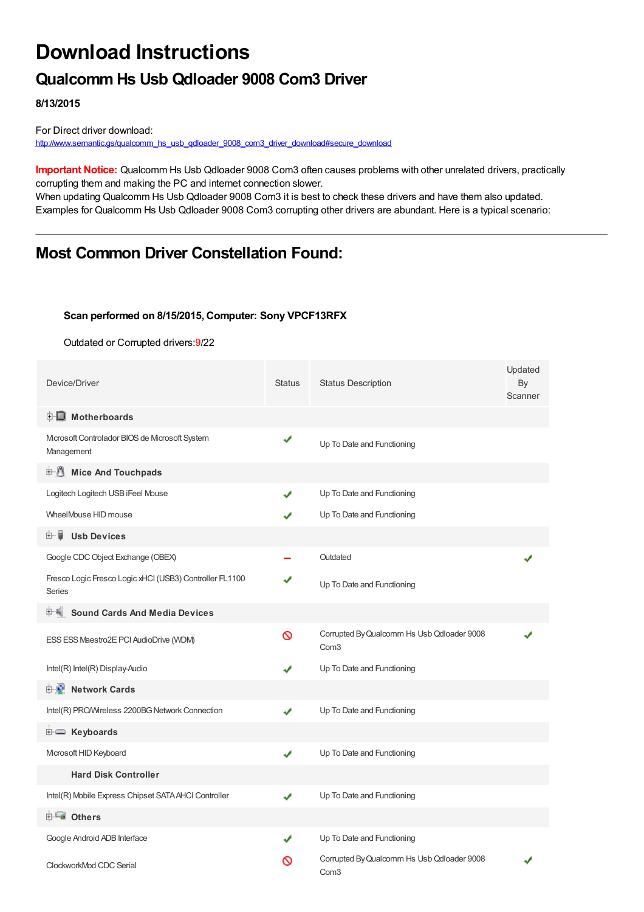# Download Instructions

## Qualcomm Hs Usb Qdloader 9008 Com3 Driver

**8/13/2015**

For Direct driver download:
http://www.semantic.gs/qualcomm_hs_usb_qdloader_9008_com3_driver_download#secure_download

**Important Notice:** Qualcomm Hs Usb Qdloader 9008 Com3 often causes problems with other unrelated drivers, practically corrupting them and making the PC and internet connection slower.
When updating Qualcomm Hs Usb Qdloader 9008 Com3 it is best to check these drivers and have them also updated.
Examples for Qualcomm Hs Usb Qdloader 9008 Com3 corrupting other drivers are abundant. Here is a typical scenario:

---

## Most Common Driver Constellation Found:

**Scan performed on 8/15/2015, Computer: Sony VPCF13RFX**

Outdated or Corrupted drivers:9/22

| Device/Driver | Status | Status Description | Updated By Scanner |
|---|---|---|---|
| **Motherboards** | | | |
| Microsoft Controlador BIOS de Microsoft System Management | ✔ | Up To Date and Functioning | |
| **Mice And Touchpads** | | | |
| Logitech Logitech USB iFeel Mouse | ✔ | Up To Date and Functioning | |
| WheelMouse HID mouse | ✔ | Up To Date and Functioning | |
| **Usb Devices** | | | |
| Google CDC Object Exchange (OBEX) | – | Outdated | ✔ |
| Fresco Logic Fresco Logic xHCI (USB3) Controller FL1100 Series | ✔ | Up To Date and Functioning | |
| **Sound Cards And Media Devices** | | | |
| ESS ESS Maestro2E PCI AudioDrive (WDM) | ⊘ | Corrupted By Qualcomm Hs Usb Qdloader 9008 Com3 | ✔ |
| Intel(R) Intel(R) Display-Audio | ✔ | Up To Date and Functioning | |
| **Network Cards** | | | |
| Intel(R) PRO/Wireless 2200BG Network Connection | ✔ | Up To Date and Functioning | |
| **Keyboards** | | | |
| Microsoft HID Keyboard | ✔ | Up To Date and Functioning | |
| **Hard Disk Controller** | | | |
| Intel(R) Mobile Express Chipset SATA AHCI Controller | ✔ | Up To Date and Functioning | |
| **Others** | | | |
| Google Android ADB Interface | ✔ | Up To Date and Functioning | |
| ClockworkMod CDC Serial | ⊘ | Corrupted By Qualcomm Hs Usb Qdloader 9008 Com3 | ✔ |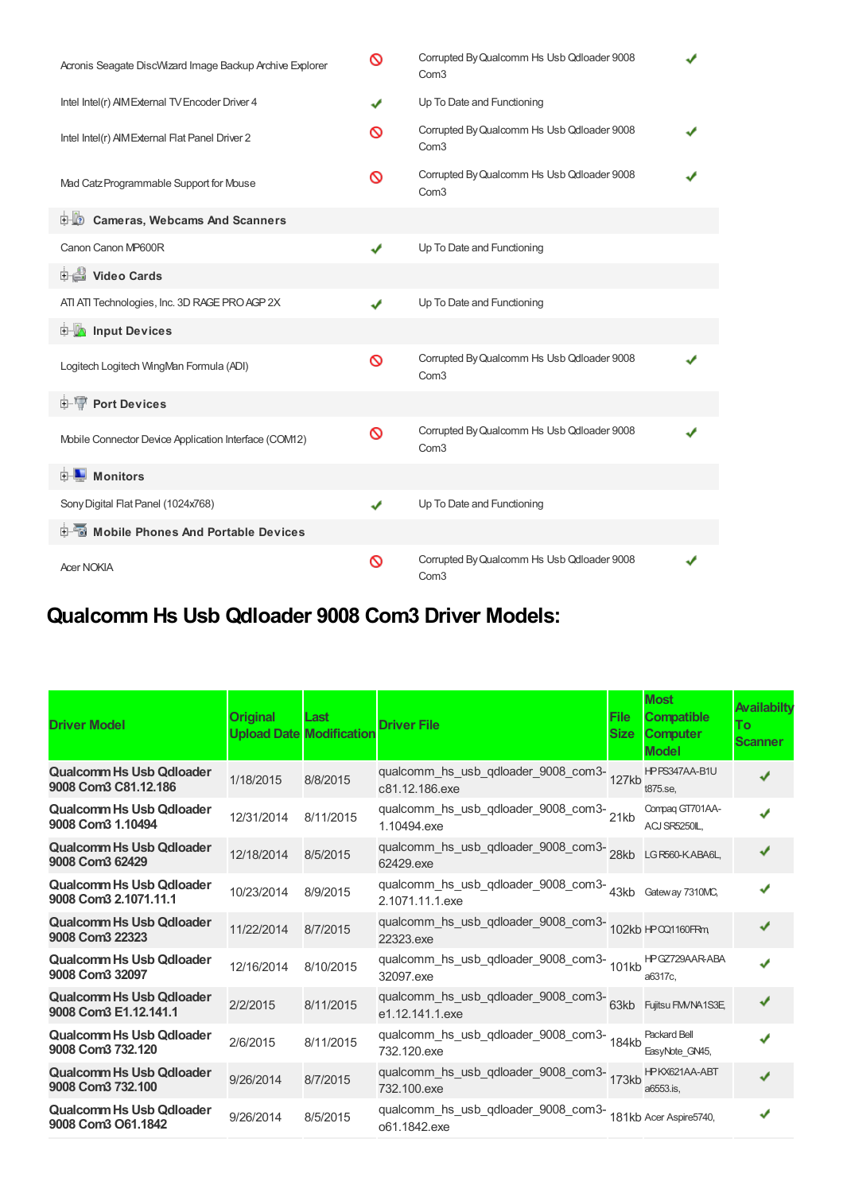| | | | |
|---|---|---|---|
| Acronis Seagate DiscWizard Image Backup Archive Explorer | 🚫 | Corrupted By Qualcomm Hs Usb Qdloader 9008 Com3 | ✔ |
| Intel Intel(r) AIM External TV Encoder Driver 4 | ✔ | Up To Date and Functioning | |
| Intel Intel(r) AIM External Flat Panel Driver 2 | 🚫 | Corrupted By Qualcomm Hs Usb Qdloader 9008 Com3 | ✔ |
| Mad Catz Programmable Support for Mouse | 🚫 | Corrupted By Qualcomm Hs Usb Qdloader 9008 Com3 | ✔ |
| **Cameras, Webcams And Scanners** | | | |
| Canon Canon MP600R | ✔ | Up To Date and Functioning | |
| **Video Cards** | | | |
| ATI ATI Technologies, Inc. 3D RAGE PRO AGP 2X | ✔ | Up To Date and Functioning | |
| **Input Devices** | | | |
| Logitech Logitech WingMan Formula (ADI) | 🚫 | Corrupted By Qualcomm Hs Usb Qdloader 9008 Com3 | ✔ |
| **Port Devices** | | | |
| Mobile Connector Device Application Interface (COM12) | 🚫 | Corrupted By Qualcomm Hs Usb Qdloader 9008 Com3 | ✔ |
| **Monitors** | | | |
| Sony Digital Flat Panel (1024x768) | ✔ | Up To Date and Functioning | |
| **Mobile Phones And Portable Devices** | | | |
| Acer NOKIA | 🚫 | Corrupted By Qualcomm Hs Usb Qdloader 9008 Com3 | ✔ |

## Qualcomm Hs Usb Qdloader 9008 Com3 Driver Models:

| Driver Model | Original Upload Date | Last Modification | Driver File | File Size | Most Compatible Computer Model | Availabilty To Scanner |
|---|---|---|---|---|---|---|
| **Qualcomm Hs Usb Qdloader 9008 Com3 C81.12.186** | 1/18/2015 | 8/8/2015 | qualcomm_hs_usb_qdloader_9008_com3-c81.12.186.exe | 127kb | HP PS347AA-B1U t875.se, | ✔ |
| **Qualcomm Hs Usb Qdloader 9008 Com3 1.10494** | 12/31/2014 | 8/11/2015 | qualcomm_hs_usb_qdloader_9008_com3-1.10494.exe | 21kb | Compaq GT701AA-ACJ SR5250IL, | ✔ |
| **Qualcomm Hs Usb Qdloader 9008 Com3 62429** | 12/18/2014 | 8/5/2015 | qualcomm_hs_usb_qdloader_9008_com3-62429.exe | 28kb | LG R560-K.ABA6L, | ✔ |
| **Qualcomm Hs Usb Qdloader 9008 Com3 2.1071.11.1** | 10/23/2014 | 8/9/2015 | qualcomm_hs_usb_qdloader_9008_com3-2.1071.11.1.exe | 43kb | Gateway 7310MC, | ✔ |
| **Qualcomm Hs Usb Qdloader 9008 Com3 22323** | 11/22/2014 | 8/7/2015 | qualcomm_hs_usb_qdloader_9008_com3-22323.exe | 102kb | HP CQ1160FRm, | ✔ |
| **Qualcomm Hs Usb Qdloader 9008 Com3 32097** | 12/16/2014 | 8/10/2015 | qualcomm_hs_usb_qdloader_9008_com3-32097.exe | 101kb | HP GZ729AAR-ABA a6317c, | ✔ |
| **Qualcomm Hs Usb Qdloader 9008 Com3 E1.12.141.1** | 2/2/2015 | 8/11/2015 | qualcomm_hs_usb_qdloader_9008_com3-e1.12.141.1.exe | 63kb | Fujitsu FMVNA1S3E, | ✔ |
| **Qualcomm Hs Usb Qdloader 9008 Com3 732.120** | 2/6/2015 | 8/11/2015 | qualcomm_hs_usb_qdloader_9008_com3-732.120.exe | 184kb | Packard Bell EasyNote_GN45, | ✔ |
| **Qualcomm Hs Usb Qdloader 9008 Com3 732.100** | 9/26/2014 | 8/7/2015 | qualcomm_hs_usb_qdloader_9008_com3-732.100.exe | 173kb | HP KX621AA-ABT a6553.is, | ✔ |
| **Qualcomm Hs Usb Qdloader 9008 Com3 O61.1842** | 9/26/2014 | 8/5/2015 | qualcomm_hs_usb_qdloader_9008_com3-o61.1842.exe | 181kb | Acer Aspire5740, | ✔ |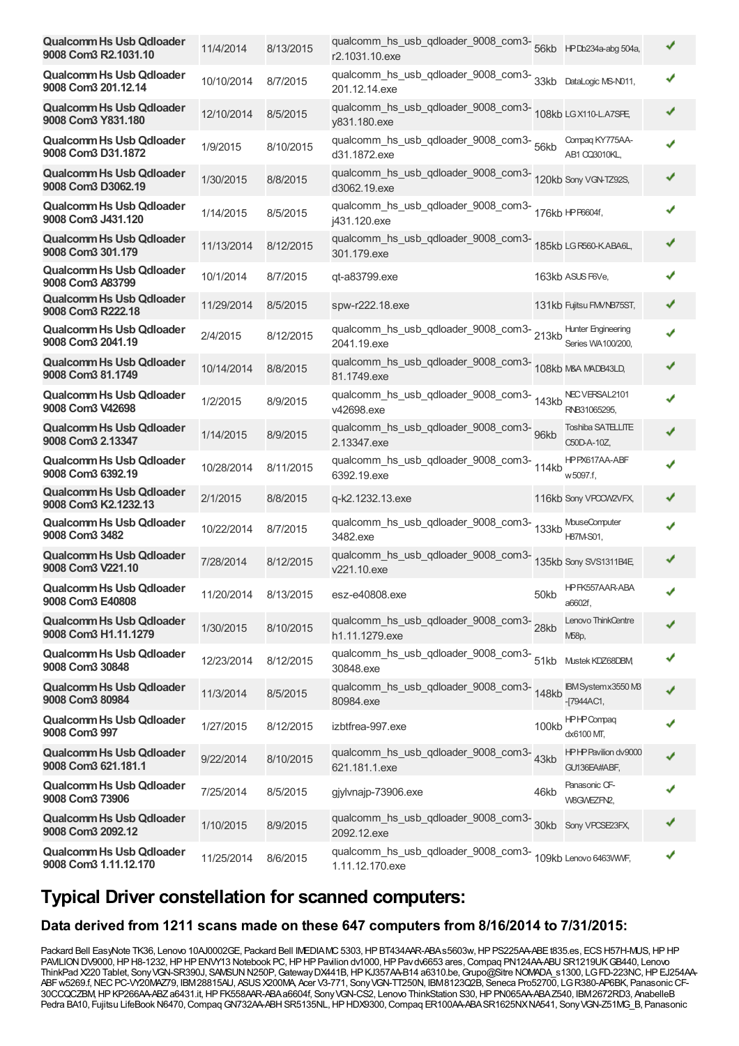| Qualcomm Hs Usb Qdloader 9008 Com3 R2.1031.10 | 11/4/2014 | 8/13/2015 | qualcomm_hs_usb_qdloader_9008_com3-r2.1031.10.exe | 56kb | HP Db234a-abg 504a, | ✔ |
|---|---|---|---|---|---|---|
| Qualcomm Hs Usb Qdloader 9008 Com3 201.12.14 | 10/10/2014 | 8/7/2015 | qualcomm_hs_usb_qdloader_9008_com3-201.12.14.exe | 33kb | DataLogic MS-N011, | ✔ |
| Qualcomm Hs Usb Qdloader 9008 Com3 Y831.180 | 12/10/2014 | 8/5/2015 | qualcomm_hs_usb_qdloader_9008_com3-y831.180.exe | 108kb | LG X110-L.A7SPE, | ✔ |
| Qualcomm Hs Usb Qdloader 9008 Com3 D31.1872 | 1/9/2015 | 8/10/2015 | qualcomm_hs_usb_qdloader_9008_com3-d31.1872.exe | 56kb | Compaq KY775AA-AB1 CQ3010KL, | ✔ |
| Qualcomm Hs Usb Qdloader 9008 Com3 D3062.19 | 1/30/2015 | 8/8/2015 | qualcomm_hs_usb_qdloader_9008_com3-d3062.19.exe | 120kb | Sony VGN-TZ92S, | ✔ |
| Qualcomm Hs Usb Qdloader 9008 Com3 J431.120 | 1/14/2015 | 8/5/2015 | qualcomm_hs_usb_qdloader_9008_com3-j431.120.exe | 176kb | HP P6604f, | ✔ |
| Qualcomm Hs Usb Qdloader 9008 Com3 301.179 | 11/13/2014 | 8/12/2015 | qualcomm_hs_usb_qdloader_9008_com3-301.179.exe | 185kb | LG R560-K.ABA6L, | ✔ |
| Qualcomm Hs Usb Qdloader 9008 Com3 A83799 | 10/1/2014 | 8/7/2015 | qt-a83799.exe | 163kb | ASUS F6Ve, | ✔ |
| Qualcomm Hs Usb Qdloader 9008 Com3 R222.18 | 11/29/2014 | 8/5/2015 | spw-r222.18.exe | 131kb | Fujitsu FMVNB75ST, | ✔ |
| Qualcomm Hs Usb Qdloader 9008 Com3 2041.19 | 2/4/2015 | 8/12/2015 | qualcomm_hs_usb_qdloader_9008_com3-2041.19.exe | 213kb | Hunter Engineering Series WA100/200, | ✔ |
| Qualcomm Hs Usb Qdloader 9008 Com3 81.1749 | 10/14/2014 | 8/8/2015 | qualcomm_hs_usb_qdloader_9008_com3-81.1749.exe | 108kb | M&A MADB43LD, | ✔ |
| Qualcomm Hs Usb Qdloader 9008 Com3 V42698 | 1/2/2015 | 8/9/2015 | qualcomm_hs_usb_qdloader_9008_com3-v42698.exe | 143kb | NEC VERSAL2101 RNB31065295, | ✔ |
| Qualcomm Hs Usb Qdloader 9008 Com3 2.13347 | 1/14/2015 | 8/9/2015 | qualcomm_hs_usb_qdloader_9008_com3-2.13347.exe | 96kb | Toshiba SATELLITE C50D-A-10Z, | ✔ |
| Qualcomm Hs Usb Qdloader 9008 Com3 6392.19 | 10/28/2014 | 8/11/2015 | qualcomm_hs_usb_qdloader_9008_com3-6392.19.exe | 114kb | HP PX617AA-ABF w5097.f, | ✔ |
| Qualcomm Hs Usb Qdloader 9008 Com3 K2.1232.13 | 2/1/2015 | 8/8/2015 | q-k2.1232.13.exe | 116kb | Sony VPCCW2VFX, | ✔ |
| Qualcomm Hs Usb Qdloader 9008 Com3 3482 | 10/22/2014 | 8/7/2015 | qualcomm_hs_usb_qdloader_9008_com3-3482.exe | 133kb | MouseComputer H87M-S01, | ✔ |
| Qualcomm Hs Usb Qdloader 9008 Com3 V221.10 | 7/28/2014 | 8/12/2015 | qualcomm_hs_usb_qdloader_9008_com3-v221.10.exe | 135kb | Sony SVS1311B4E, | ✔ |
| Qualcomm Hs Usb Qdloader 9008 Com3 E40808 | 11/20/2014 | 8/13/2015 | esz-e40808.exe | 50kb | HP FK557AAR-ABA a6602f, | ✔ |
| Qualcomm Hs Usb Qdloader 9008 Com3 H1.11.1279 | 1/30/2015 | 8/10/2015 | qualcomm_hs_usb_qdloader_9008_com3-h1.11.1279.exe | 28kb | Lenovo ThinkCentre M58p, | ✔ |
| Qualcomm Hs Usb Qdloader 9008 Com3 30848 | 12/23/2014 | 8/12/2015 | qualcomm_hs_usb_qdloader_9008_com3-30848.exe | 51kb | Mustek KDZ68DBM, | ✔ |
| Qualcomm Hs Usb Qdloader 9008 Com3 80984 | 11/3/2014 | 8/5/2015 | qualcomm_hs_usb_qdloader_9008_com3-80984.exe | 148kb | IBM System x3550 M3 -[7944AC1, | ✔ |
| Qualcomm Hs Usb Qdloader 9008 Com3 997 | 1/27/2015 | 8/12/2015 | izbtfrea-997.exe | 100kb | HP HP Compaq dx6100 MT, | ✔ |
| Qualcomm Hs Usb Qdloader 9008 Com3 621.181.1 | 9/22/2014 | 8/10/2015 | qualcomm_hs_usb_qdloader_9008_com3-621.181.1.exe | 43kb | HP HP Pavilion dv9000 GU136EA#ABF, | ✔ |
| Qualcomm Hs Usb Qdloader 9008 Com3 73906 | 7/25/2014 | 8/5/2015 | gjylvnajp-73906.exe | 46kb | Panasonic CF-W8GWEZFN2, | ✔ |
| Qualcomm Hs Usb Qdloader 9008 Com3 2092.12 | 1/10/2015 | 8/9/2015 | qualcomm_hs_usb_qdloader_9008_com3-2092.12.exe | 30kb | Sony VPCSE23FX, | ✔ |
| Qualcomm Hs Usb Qdloader 9008 Com3 1.11.12.170 | 11/25/2014 | 8/6/2015 | qualcomm_hs_usb_qdloader_9008_com3-1.11.12.170.exe | 109kb | Lenovo 6463WWF, | ✔ |

## Typical Driver constellation for scanned computers:

### Data derived from 1211 scans made on these 647 computers from 8/16/2014 to 7/31/2015:

Packard Bell EasyNote TK36, Lenovo 10AJ0002GE, Packard Bell IMEDIA MC 5303, HP BT434AAR-ABA s5603w, HP PS225AA-ABE t835.es, ECS H57H-MUS, HP HP PAVILION DV9000, HP H8-1232, HP HP ENVY13 Notebook PC, HP HP Pavilion dv1000, HP Pav dv6653 ares, Compaq PN124AA-ABU SR1219UK GB440, Lenovo ThinkPad X220 Tablet, Sony VGN-SR390J, SAMSUN N250P, Gateway DX441B, HP KJ357AA-B14 a6310.be, Grupo@Sitre NOMADA_s1300, LG FD-223NC, HP EJ254AA-ABF w5269.f, NEC PC-VY20MAZ79, IBM 28815AU, ASUS X200MA, Acer V3-771, Sony VGN-TT250N, IBM 8123Q2B, Seneca Pro52700, LG R380-AP6BK, Panasonic CF-30CCQCZBM, HP KP266AA-ABZ a6431.it, HP FK558AAR-ABA a6604f, Sony VGN-CS2, Lenovo ThinkStation S30, HP PN065AA-ABA Z540, IBM 2672RD3, AnabelleB Pedra BA10, Fujitsu LifeBook N6470, Compaq GN732AA-ABH SR5135NL, HP HDX9300, Compaq ER100AA-ABA SR1625NX NA541, Sony VGN-Z51MG_B, Panasonic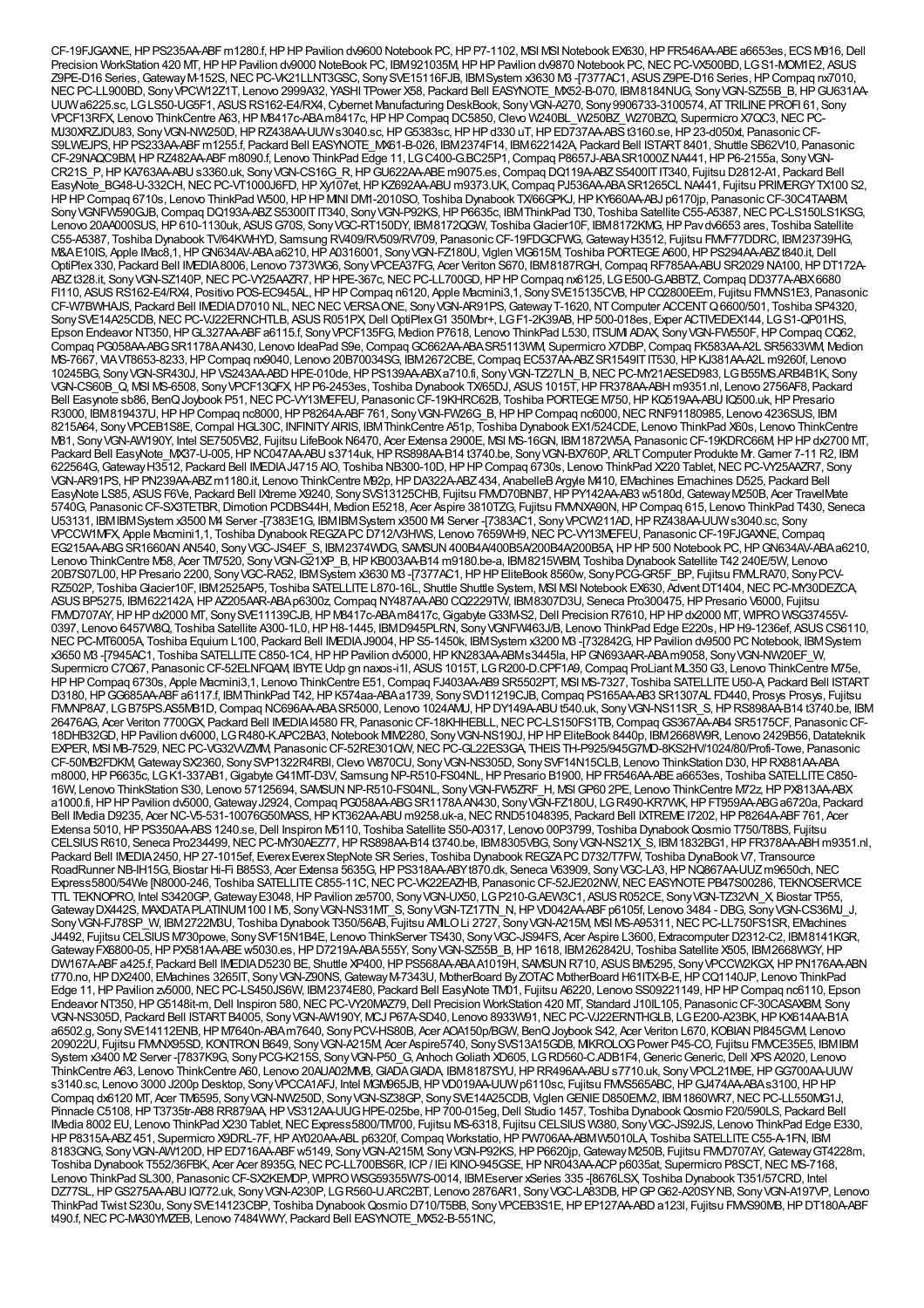CF-19FJGAXNE, HP PS235AA-ABF m1280.f, HP HP Pavilion dv9600 Notebook PC, HP P7-1102, MSI MSI Notebook EX630, HP FR546AA-ABE a6653es, ECS M916, Dell Precision WorkStation 420 MT, HP HP Pavilion dv9000 NoteBook PC, IBM 921035M, HP HP Pavilion dv9870 Notebook PC, NEC PC-VX500BD, LG S1-MOM1E2, ASUS Z9PE-D16 Series, Gateway M-152S, NEC PC-VK21LLNT3GSC, Sony SVE15116FJB, IBM System x3630 M3 -[7377AC1, ASUS Z9PE-D16 Series, HP Compaq nx7010, NEC PC-LL900BD, Sony VPCW12Z1T, Lenovo 2999A32, YASHI TPower X58, Packard Bell EASYNOTE_MX52-B-070, IBM 8184NUG, Sony VGN-SZ55B_B, HP GU631AA-UUW a6225.sc, LG LS50-UG5F1, ASUS RS162-E4/RX4, Cybernet Manufacturing DeskBook, Sony VGN-A270, Sony 9906733-3100574, AT TRILINE PROFI 61, Sony VPCF13RFX, Lenovo ThinkCentre A63, HP M8417c-ABA m8417c, HP HP Compaq DC5850, Clevo W240BL_W250BZ_W270BZQ, Supermicro X7QC3, NEC PC-MJ30XRZJDU83, Sony VGN-NW250D, HP RZ438AA-UUW s3040.sc, HP G5383sc, HP HP d330 uT, HP ED737AA-ABS t3160.se, HP 23-d050xt, Panasonic CF-S9LWEJPS, HP PS233AA-ABF m1255.f, Packard Bell EASYNOTE_MX61-B-026, IBM 2374F14, IBM 622142A, Packard Bell ISTART 8401, Shuttle SB62V10, Panasonic CF-29NAQC9BM, HP RZ482AA-ABF m8090.f, Lenovo ThinkPad Edge 11, LG C400-G.BC25P1, Compaq P8657J-ABA SR1000Z NA441, HP P6-2155a, Sony VGN-CR21S_P, HP KA763AA-ABU s3360.uk, Sony VGN-CS16G_R, HP GU622AA-ABE m9075.es, Compaq DQ119A-ABZ S5400IT IT340, Fujitsu D2812-A1, Packard Bell EasyNote_BG48-U-332CH, NEC PC-VT1000J6FD, HP Xy107et, HP KZ692AA-ABU m9373.UK, Compaq PJ536AA-ABA SR1265CL NA441, Fujitsu PRIMERGY TX100 S2, HP HP Compaq 6710s, Lenovo ThinkPad W500, HP HP MINI DM1-2010SO, Toshiba Dynabook TX/66GPKJ, HP KY660AA-ABJ p6170jp, Panasonic CF-30C4TAABM, Sony VGNFW590GJB, Compaq DQ193A-ABZ S5300IT IT340, Sony VGN-P92KS, HP P6635c, IBM ThinkPad T30, Toshiba Satellite C55-A5387, NEC PC-LS150LS1KSG, Lenovo 20AA000SUS, HP 610-1130uk, ASUS G70S, Sony VGC-RT150DY, IBM 8172QGW, Toshiba Glacier10F, IBM 8172KMG, HP Pav dv6653 ares, Toshiba Satellite C55-A5387, Toshiba Dynabook TV/64KWHYD, Samsung RV409/RV509/RV709, Panasonic CF-19FDGCFWG, Gateway H3512, Fujitsu FMVF77DDRC, IBM 23739HG, M&A E10IS, Apple IMac8,1, HP GN634AV-ABA a6210, HP A0316001, Sony VGN-FZ180U, Viglen VIG615M, Toshiba PORTEGE A600, HP PS294AA-ABZ t840.it, Dell OptiPlex 330, Packard Bell IMEDIA 8006, Lenovo 7373WG6, Sony VPCEA37FG, Acer Veriton S670, IBM 8187RGH, Compaq RF785AA-ABU SR2029 NA100, HP DT172A-ABZ t328.it, Sony VGN-SZ140P, NEC PC-VY25AAZR7, HP HPE-367c, NEC PC-LL700GD, HP HP Compaq nx6125, LG E500-G.ABBTZ, Compaq DD377A-ABX 6680 FI110, ASUS RS162-E4/RX4, Positivo POS-EC945AL, HP HP Compaq n6120, Apple Macmini3,1, Sony SVE15135CVB, HP CQ2800EEm, Fujitsu FMVNS1E3, Panasonic CF-W7BWHAJS, Packard Bell IMEDIA D7010 NL, NEC NEC VERSA ONE, Sony VGN-AR91PS, Gateway T-1620, NT Computer ACCENT Q 6600/501, Toshiba SP4320, Sony SVE14A25CDB, NEC PC-VJ22ERNCHTLB, ASUS R051PX, Dell OptiPlex G1 350Mbr+, LG F1-2K39AB, HP 500-018es, Exper ACTIVEDEX144, LG S1-QP01HS, Epson Endeavor NT350, HP GL327AA-ABF a6115.f, Sony VPCF135FG, Medion P7618, Lenovo ThinkPad L530, ITSUMI ADAX, Sony VGN-FW550F, HP Compaq CQ62, Compaq PG058AA-ABG SR1178A AN430, Lenovo IdeaPad S9e, Compaq GC662AA-ABA SR5113WM, Supermicro X7DBP, Compaq FK583AA-A2L SR5633WM, Medion MS-7667, VIA VT8653-8233, HP Compaq nx9040, Lenovo 20B70034SG, IBM 2672CBE, Compaq EC537AA-ABZ SR1549IT IT530, HP KJ381AA-A2L m9260f, Lenovo 10245BG, Sony VGN-SR430J, HP VS243AA-ABD HPE-010de, HP PS139AA-ABX a710.fi, Sony VGN-TZ27LN_B, NEC PC-MY21AESED983, LG B55MS.ARB4B1K, Sony VGN-CS60B_Q, MSI MS-6508, Sony VPCF13QFX, HP P6-2453es, Toshiba Dynabook TX/65DJ, ASUS 1015T, HP FR378AA-ABH m9351.nl, Lenovo 2756AF8, Packard Bell Easynote sb86, BenQ Joybook P51, NEC PC-VY13MEFEU, Panasonic CF-19KHRC62B, Toshiba PORTEGE M750, HP KQ519AA-ABU IQ500.uk, HP Presario R3000, IBM 819437U, HP HP Compaq nc8000, HP P8264A-ABF 761, Sony VGN-FW26G_B, HP HP Compaq nc6000, NEC RNF91180985, Lenovo 4236SUS, IBM 8215A64, Sony VPCEB1S8E, Compal HGL30C, INFINITY AIRIS, IBM ThinkCentre A51p, Toshiba Dynabook EX1/524CDE, Lenovo ThinkPad X60s, Lenovo ThinkCentre M81, Sony VGN-AW190Y, Intel SE7505VB2, Fujitsu LifeBook N6470, Acer Extensa 2900E, MSI MS-16GN, IBM 1872W5A, Panasonic CF-19KDRC66M, HP HP dx2700 MT, Packard Bell EasyNote_MX37-U-005, HP NC047AA-ABU s3714uk, HP RS898AA-B14 t3740.be, Sony VGN-BX760P, ARLT Computer Produkte Mr. Gamer 7-11 R2, IBM 622564G, Gateway H3512, Packard Bell IMEDIA J4715 AIO, Toshiba NB300-10D, HP HP Compaq 6730s, Lenovo ThinkPad X220 Tablet, NEC PC-VY25AAZR7, Sony VGN-AR91PS, HP PN239AA-ABZ m1180.it, Lenovo ThinkCentre M92p, HP DA322A-ABZ 434, AnabelleB Argyle M410, EMachines Emachines D525, Packard Bell EasyNote LS85, ASUS F6Ve, Packard Bell IXtreme X9240, Sony SVS13125CHB, Fujitsu FMVD70BNB7, HP PY142AA-AB3 w5180d, Gateway M250B, Acer TravelMate 5740G, Panasonic CF-SX3TETBR, Dimotion PCDBS44H, Medion E5218, Acer Aspire 3810TZG, Fujitsu FMVNXA90N, HP Compaq 615, Lenovo ThinkPad T430, Seneca U53131, IBM IBM System x3500 M4 Server -[7383E1G, IBM IBM System x3500 M4 Server -[7383AC1, Sony VPCW211AD, HP RZ438AA-UUW s3040.sc, Sony VPCCW1MFX, Apple Macmini1,1, Toshiba Dynabook REGZA PC D712/V3HWS, Lenovo 7659WH9, NEC PC-VY13MEFEU, Panasonic CF-19FJGAXNE, Compaq EG215AA-ABG SR1660AN AN540, Sony VGC-JS4EF_S, IBM 2374WDG, SAMSUN 400B4A/400B5A/200B4A/200B5A, HP HP 500 Notebook PC, HP GN634AV-ABA a6210, Lenovo ThinkCentre M58, Acer TM7520, Sony VGN-G21XP_B, HP KB003AA-B14 m9180.be-a, IBM 8215WBM, Toshiba Dynabook Satellite T42 240E/5W, Lenovo 20B7S07L00, HP Presario 2200, Sony VGC-RA52, IBM System x3630 M3 -[7377AC1, HP HP EliteBook 8560w, Sony PCG-GR5F_BP, Fujitsu FMVLRA70, Sony PCV-RZ502P, Toshiba Glacier10F, IBM 2525AP5, Toshiba SATELLITE L870-16L, Shuttle Shuttle System, MSI MSI Notebook EX630, Advent DT1404, NEC PC-MY30DEZCA, ASUS BP5275, IBM 622142A, HP AZ205AAR-ABA p6300z, Compaq NY487AA-AB0 CQ2229TW, IBM 8307D3U, Seneca Pro300475, HP Presario V6000, Fujitsu FMVD707AY, HP HP dx2000 MT, Sony SVE11139CJB, HP M8417c-ABA m8417c, Gigabyte G33M-S2, Dell Precision R7610, HP HP dx2000 MT, WIPRO WSG37455V-0397, Lenovo 6457W8Q, Toshiba Satellite A300-1L0, HP H8-1445, IBM D945PLRN, Sony VGNFW463J/B, Lenovo ThinkPad Edge E220s, HP H9-1236ef, ASUS CS6110, NEC PC-MT6005A, Toshiba Equium L100, Packard Bell IMEDIA J9004, HP S5-1450k, IBM System x3200 M3 -[732842G, HP Pavilion dv9500 PC Notebook, IBM System x3650 M3 -[7945AC1, Toshiba SATELLITE C850-1C4, HP HP Pavilion dv5000, HP KN283AA-ABM s3445la, HP GN693AAR-ABA m9058, Sony VGN-NW20EF_W, Supermicro C7Q67, Panasonic CF-52ELNFQAM, IBYTE Udp gn naxos-i1l, ASUS 1015T, LG R200-D.CPF1A9, Compaq ProLiant ML350 G3, Lenovo ThinkCentre M75e, HP HP Compaq 6730s, Apple Macmini3,1, Lenovo ThinkCentre E51, Compaq FJ403AA-AB9 SR5502PT, MSI MS-7327, Toshiba SATELLITE U50-A, Packard Bell ISTART D3180, HP GG685AA-ABF a6117.f, IBM ThinkPad T42, HP K574aa-ABA a1739, Sony SVD11219CJB, Compaq PS165AA-AB3 SR1307AL FD440, Prosys Prosys, Fujitsu FMVNP8A7, LG B75PS.AS5MB1D, Compaq NC696AA-ABA SR5000, Lenovo 1024AMU, HP DY149A-ABU t540.uk, Sony VGN-NS11SR_S, HP RS898AA-B14 t3740.be, IBM 26476AG, Acer Veriton 7700GX, Packard Bell IMEDIA I4580 FR, Panasonic CF-18KHHEBLL, NEC PC-LS150FS1TB, Compaq GS367AA-AB4 SR5175CF, Panasonic CF-18DHB32GD, HP Pavilion dv6000, LG R480-K.APC2BA3, Notebook MIM2280, Sony VGN-NS190J, HP HP EliteBook 8440p, IBM 2668W9R, Lenovo 2429B56, Datateknik EXPER, MSI MB-7529, NEC PC-VG32VVZMM, Panasonic CF-52RE301QW, NEC PC-GL22ES3GA, THEIS TH-P925/945G7MD-8KS2HV/1024/80/Profi-Towe, Panasonic CF-50MB2FDKM, Gateway SX2360, Sony SVP1322R4RBI, Clevo W870CU, Sony VGN-NS305D, Sony SVF14N15CLB, Lenovo ThinkStation D30, HP RX881AA-ABA m8000, HP P6635c, LG K1-337AB1, Gigabyte G41MT-D3V, Samsung NP-R510-FS04NL, HP Presario B1900, HP FR546AA-ABE a6653es, Toshiba SATELLITE C850-16W, Lenovo ThinkStation S30, Lenovo 57125694, SAMSUN NP-R510-FS04NL, Sony VGN-FW5ZRF_H, MSI GP60 2PE, Lenovo ThinkCentre M72z, HP PX813AA-ABX a1000.fi, HP HP Pavilion dv5000, Gateway J2924, Compaq PG058AA-ABG SR1178A AN430, Sony VGN-FZ180U, LG R490-KR7WK, HP FT959AA-ABG a6720a, Packard Bell IMedia D9235, Acer NC-V5-531-10076G50MASS, HP KT362AA-ABU m9258.uk-a, NEC RND51048395, Packard Bell IXTREME I7202, HP P8264A-ABF 761, Acer Extensa 5010, HP PS350AA-ABS 1240.se, Dell Inspiron M5110, Toshiba Satellite S50-A0317, Lenovo 00P3799, Toshiba Dynabook Qosmio T750/T8BS, Fujitsu CELSIUS R610, Seneca Pro234499, NEC PC-MY30AEZ77, HP RS898AA-B14 t3740.be, IBM 8305VBG, Sony VGN-NS21X_S, IBM 1832BG1, HP FR378AA-ABH m9351.nl, Packard Bell IMEDIA 2450, HP 27-1015ef, Everex Everex StepNote SR Series, Toshiba Dynabook REGZA PC D732/T7FW, Toshiba DynaBook V7, Transource RoadRunner NB-IH15G, Biostar Hi-Fi B85S3, Acer Extensa 5635G, HP PS318AA-ABY t870.dk, Seneca V63909, Sony VGC-LA3, HP NQ867AA-UUZ m9650ch, NEC Express5800/54We [N8000-246, Toshiba SATELLITE C855-11C, NEC PC-VK22EAZHB, Panasonic CF-52JE202NW, NEC EASYNOTE PB47S00286, TEKNOSERVICE TTL TEKNOPRO, Intel S3420GP, Gateway E3048, HP Pavilion ze5700, Sony VGN-UX50, LG P210-G.AEW3C1, ASUS R052CE, Sony VGN-TZ32VN_X, Biostar TP55, Gateway DX442S, MAXDATA PLATINUM 100 I M5, Sony VGN-NS31MT_S, Sony VGN-TZ17TN_N, HP VD042AA-ABF p6105f, Lenovo 3484 - DBG, Sony VGN-CS36MJ_J, Sony VGN-FJ78SP_W, IBM 2722M3U, Toshiba Dynabook T350/56AB, Fujitsu AMILO Li 2727, Sony VGN-A215M, MSI MS-A95311, NEC PC-LL750FS1SR, EMachines J4492, Fujitsu CELSIUS M730powe, Sony SVF15N1B4E, Lenovo ThinkServer TS430, Sony VGC-JS94FS, Acer Aspire L3600, Extracomputer D2312-C2, IBM 8141KGR, Gateway FX6800-05, HP PX581AA-ABE w5030.es, HP D7219A-ABA 555Y, Sony VGN-SZ55B_B, HP 1618, IBM 262842U, Toshiba Satellite X505, IBM 2668WGY, HP DW167A-ABF a425.f, Packard Bell IMEDIA D5230 BE, Shuttle XP400, HP PS568AA-ABA A1019H, SAMSUN R710, ASUS BM5295, Sony VPCCW2KGX, HP PN176AA-ABN t770.no, HP DX2400, EMachines 3265IT, Sony VGN-Z90NS, Gateway M-7343U, MotherBoard By ZOTAC MotherBoard H61ITX-B-E, HP CQ1140JP, Lenovo ThinkPad Edge 11, HP Pavilion zv5000, NEC PC-LS450JS6W, IBM 2374E80, Packard Bell EasyNote TM01, Fujitsu A6220, Lenovo SS09221149, HP HP Compaq nc6110, Epson Endeavor NT350, HP G5148it-m, Dell Inspiron 580, NEC PC-VY20MAZ79, Dell Precision WorkStation 420 MT, Standard J10IL105, Panasonic CF-30CASAXBM, Sony VGN-NS305D, Packard Bell ISTART B4005, Sony VGN-AW190Y, MCJ P67A-SD40, Lenovo 8933W91, NEC PC-VJ22ERNTHGLB, LG E200-A23BK, HP KX614AA-B1A a6502.g, Sony SVE14112ENB, HP M7640n-ABA m7640, Sony PCV-HS80B, Acer AOA150p/BGW, BenQ Joybook S42, Acer Veriton L670, KOBIAN PI845GVM, Lenovo 209022U, Fujitsu FMVNX95SD, KONTRON B649, Sony VGN-A215M, Acer Aspire5740, Sony SVS13A15GDB, MIKROLOG Power P45-CO, Fujitsu FMVCE35E5, IBM IBM System x3400 M2 Server -[7837K9G, Sony PCG-K215S, Sony VGN-P50_G, Anhoch Goliath XD605, LG RD560-C.ADB1F4, Generic Generic, Dell XPS A2020, Lenovo ThinkCentre A63, Lenovo ThinkCentre A60, Lenovo 20AUA02MMB, GIADA GIADA, IBM 8187SYU, HP RR496AA-ABU s7710.uk, Sony VPCL21M9E, HP GG700AA-UUW s3140.sc, Lenovo 3000 J200p Desktop, Sony VPCCA1AFJ, Intel MGM965JB, HP VD019AA-UUW p6110sc, Fujitsu FMVS565ABC, HP GJ474AA-ABA s3100, HP HP Compaq dx6120 MT, Acer TM6595, Sony VGN-NW250D, Sony VGN-SZ38GP, Sony SVE14A25CDB, Viglen GENIE D850EMV2, IBM 1860WR7, NEC PC-LL550MG1J, Pinnacle C5108, HP T3735tr-AB8 RR879AA, HP VS312AA-UUG HPE-025be, HP 700-015eg, Dell Studio 1457, Toshiba Dynabook Qosmio F20/590LS, Packard Bell IMedia 8002 EU, Lenovo ThinkPad X230 Tablet, NEC Express5800/TM700, Fujitsu MS-6318, Fujitsu CELSIUS W380, Sony VGC-JS92JS, Lenovo ThinkPad Edge E330, HP P8315A-ABZ 451, Supermicro X9DRL-7F, HP AY020AA-ABL p6320f, Compaq Workstatio, HP PW706AA-ABM W5010LA, Toshiba SATELLITE C55-A-1FN, IBM 8183GNG, Sony VGN-AW120D, HP ED716AA-ABF w5149, Sony VGN-A215M, Sony VGN-P92KS, HP P6620jp, Gateway M250B, Fujitsu FMVD707AY, Gateway GT4228m, Toshiba Dynabook T552/36FBK, Acer Acer 8935G, NEC PC-LL700BS6R, ICP / IEi KINO-945GSE, HP NR043AA-ACP p6035at, Supermicro P8SCT, NEC MS-7168, Lenovo ThinkPad SL300, Panasonic CF-SX2KEMDP, WIPRO WSG59355W7S-0014, IBM Eserver xSeries 335 -[8676LSX, Toshiba Dynabook T351/57CRD, Intel DZ77SL, HP GS275AA-ABU IQ772.uk, Sony VGN-A230P, LG R560-U.ARC2BT, Lenovo 2876AR1, Sony VGC-LA83DB, HP GP G62-A20SY NB, Sony VGN-A197VP, Lenovo ThinkPad Twist S230u, Sony SVE14123CBP, Toshiba Dynabook Qosmio D710/T5BB, Sony VPCEB3S1E, HP EP127AA-ABD a123l, Fujitsu FMVS90MB, HP DT180A-ABF t490.f, NEC PC-MA30YMZEB, Lenovo 7484WWY, Packard Bell EASYNOTE_MX52-B-551NC,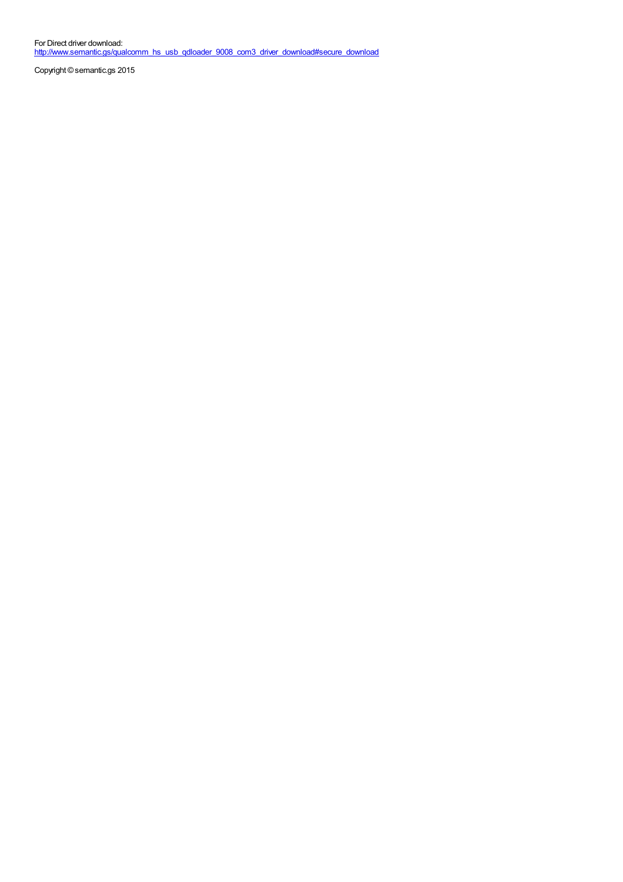For Direct driver download:
http://www.semantic.gs/qualcomm_hs_usb_qdloader_9008_com3_driver_download#secure_download

Copyright © semantic.gs 2015